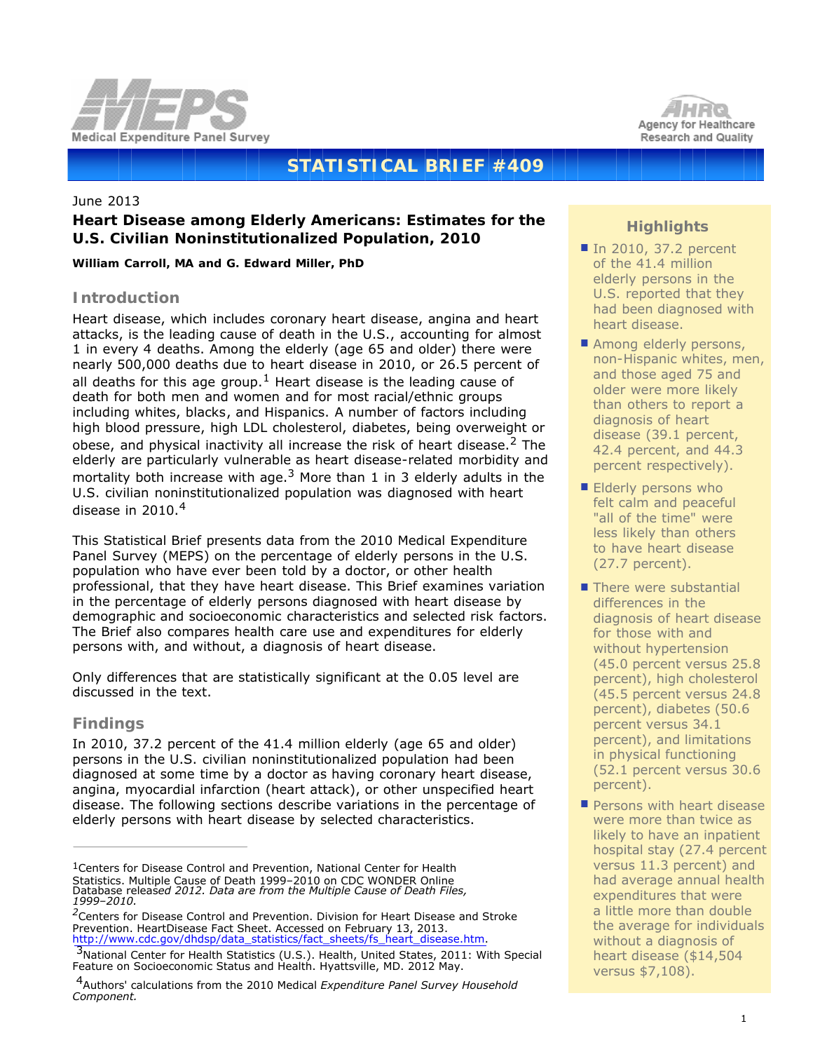MEPS Medical Expenditure Panel Survey

AHRQ Agency for Healthcare Research and Quality

# STATISTICAL BRIEF #409

June 2013

## Heart Disease among Elderly Americans: Estimates for the U.S. Civilian Noninstitutionalized Population, 2010

**William Carroll, MA and G. Edward Miller, PhD**

### Introduction

Heart disease, which includes coronary heart disease, angina and heart attacks, is the leading cause of death in the U.S., accounting for almost 1 in every 4 deaths. Among the elderly (age 65 and older) there were nearly 500,000 deaths due to heart disease in 2010, or 26.5 percent of all deaths for this age group.[1] Heart disease is the leading cause of death for both men and women and for most racial/ethnic groups including whites, blacks, and Hispanics. A number of factors including high blood pressure, high LDL cholesterol, diabetes, being overweight or obese, and physical inactivity all increase the risk of heart disease.[2] The elderly are particularly vulnerable as heart disease-related morbidity and mortality both increase with age.[3] More than 1 in 3 elderly adults in the U.S. civilian noninstitutionalized population was diagnosed with heart disease in 2010.[4]

This Statistical Brief presents data from the 2010 Medical Expenditure Panel Survey (MEPS) on the percentage of elderly persons in the U.S. population who have ever been told by a doctor, or other health professional, that they have heart disease. This Brief examines variation in the percentage of elderly persons diagnosed with heart disease by demographic and socioeconomic characteristics and selected risk factors. The Brief also compares health care use and expenditures for elderly persons with, and without, a diagnosis of heart disease.

Only differences that are statistically significant at the 0.05 level are discussed in the text.

### Findings

In 2010, 37.2 percent of the 41.4 million elderly (age 65 and older) persons in the U.S. civilian noninstitutionalized population had been diagnosed at some time by a doctor as having coronary heart disease, angina, myocardial infarction (heart attack), or other unspecified heart disease. The following sections describe variations in the percentage of elderly persons with heart disease by selected characteristics.

### Highlights

- In 2010, 37.2 percent of the 41.4 million elderly persons in the U.S. reported that they had been diagnosed with heart disease.
- Among elderly persons, non-Hispanic whites, men, and those aged 75 and older were more likely than others to report a diagnosis of heart disease (39.1 percent, 42.4 percent, and 44.3 percent respectively).
- Elderly persons who felt calm and peaceful "all of the time" were less likely than others to have heart disease (27.7 percent).
- There were substantial differences in the diagnosis of heart disease for those with and without hypertension (45.0 percent versus 25.8 percent), high cholesterol (45.5 percent versus 24.8 percent), diabetes (50.6 percent versus 34.1 percent), and limitations in physical functioning (52.1 percent versus 30.6 percent).
- Persons with heart disease were more than twice as likely to have an inpatient hospital stay (27.4 percent versus 11.3 percent) and had average annual health expenditures that were a little more than double the average for individuals without a diagnosis of heart disease ($14,504 versus $7,108).

---

[1] Centers for Disease Control and Prevention, National Center for Health Statistics. Multiple Cause of Death 1999–2010 on CDC WONDER Online Database released *2012. Data are from the Multiple Cause of Death Files, 1999–2010.*

[2] Centers for Disease Control and Prevention. Division for Heart Disease and Stroke Prevention. HeartDisease Fact Sheet. Accessed on February 13, 2013. http://www.cdc.gov/dhdsp/data_statistics/fact_sheets/fs_heart_disease.htm.

[3] National Center for Health Statistics (U.S.). Health, United States, 2011: With Special Feature on Socioeconomic Status and Health. Hyattsville, MD. 2012 May.

[4] Authors' calculations from the 2010 Medical *Expenditure Panel Survey Household Component.*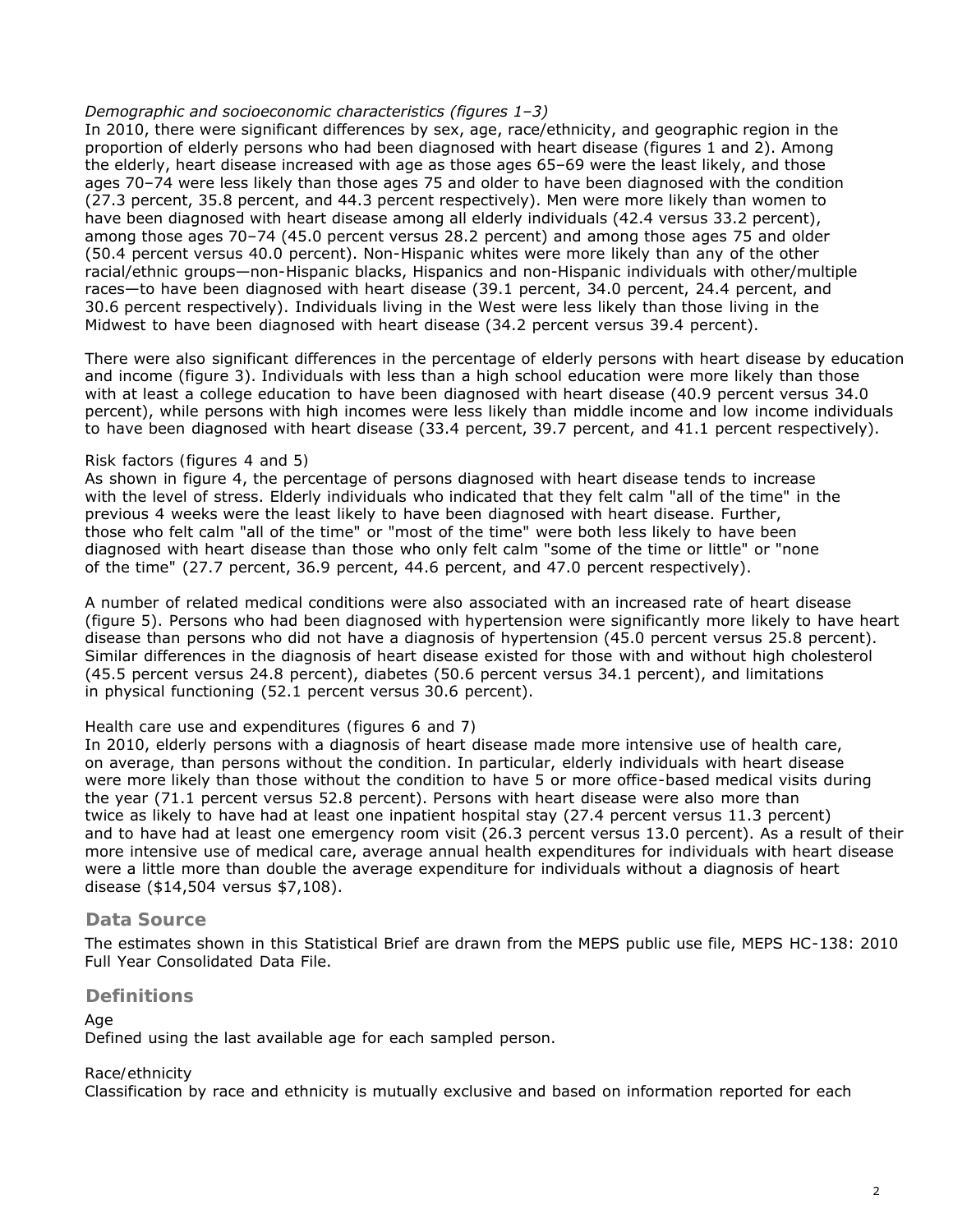*Demographic and socioeconomic characteristics (figures 1–3)*

In 2010, there were significant differences by sex, age, race/ethnicity, and geographic region in the proportion of elderly persons who had been diagnosed with heart disease (figures 1 and 2). Among the elderly, heart disease increased with age as those ages 65–69 were the least likely, and those ages 70–74 were less likely than those ages 75 and older to have been diagnosed with the condition (27.3 percent, 35.8 percent, and 44.3 percent respectively). Men were more likely than women to have been diagnosed with heart disease among all elderly individuals (42.4 versus 33.2 percent), among those ages 70–74 (45.0 percent versus 28.2 percent) and among those ages 75 and older (50.4 percent versus 40.0 percent). Non-Hispanic whites were more likely than any of the other racial/ethnic groups—non-Hispanic blacks, Hispanics and non-Hispanic individuals with other/multiple races—to have been diagnosed with heart disease (39.1 percent, 34.0 percent, 24.4 percent, and 30.6 percent respectively). Individuals living in the West were less likely than those living in the Midwest to have been diagnosed with heart disease (34.2 percent versus 39.4 percent).

There were also significant differences in the percentage of elderly persons with heart disease by education and income (figure 3). Individuals with less than a high school education were more likely than those with at least a college education to have been diagnosed with heart disease (40.9 percent versus 34.0 percent), while persons with high incomes were less likely than middle income and low income individuals to have been diagnosed with heart disease (33.4 percent, 39.7 percent, and 41.1 percent respectively).

Risk factors (figures 4 and 5)

As shown in figure 4, the percentage of persons diagnosed with heart disease tends to increase with the level of stress. Elderly individuals who indicated that they felt calm "all of the time" in the previous 4 weeks were the least likely to have been diagnosed with heart disease. Further, those who felt calm "all of the time" or "most of the time" were both less likely to have been diagnosed with heart disease than those who only felt calm "some of the time or little" or "none of the time" (27.7 percent, 36.9 percent, 44.6 percent, and 47.0 percent respectively).

A number of related medical conditions were also associated with an increased rate of heart disease (figure 5). Persons who had been diagnosed with hypertension were significantly more likely to have heart disease than persons who did not have a diagnosis of hypertension (45.0 percent versus 25.8 percent). Similar differences in the diagnosis of heart disease existed for those with and without high cholesterol (45.5 percent versus 24.8 percent), diabetes (50.6 percent versus 34.1 percent), and limitations in physical functioning (52.1 percent versus 30.6 percent).

Health care use and expenditures (figures 6 and 7)

In 2010, elderly persons with a diagnosis of heart disease made more intensive use of health care, on average, than persons without the condition. In particular, elderly individuals with heart disease were more likely than those without the condition to have 5 or more office-based medical visits during the year (71.1 percent versus 52.8 percent). Persons with heart disease were also more than twice as likely to have had at least one inpatient hospital stay (27.4 percent versus 11.3 percent) and to have had at least one emergency room visit (26.3 percent versus 13.0 percent). As a result of their more intensive use of medical care, average annual health expenditures for individuals with heart disease were a little more than double the average expenditure for individuals without a diagnosis of heart disease ($14,504 versus $7,108).

## Data Source

The estimates shown in this Statistical Brief are drawn from the MEPS public use file, MEPS HC-138: 2010 Full Year Consolidated Data File.

## Definitions

Age

Defined using the last available age for each sampled person.

Race/ethnicity

Classification by race and ethnicity is mutually exclusive and based on information reported for each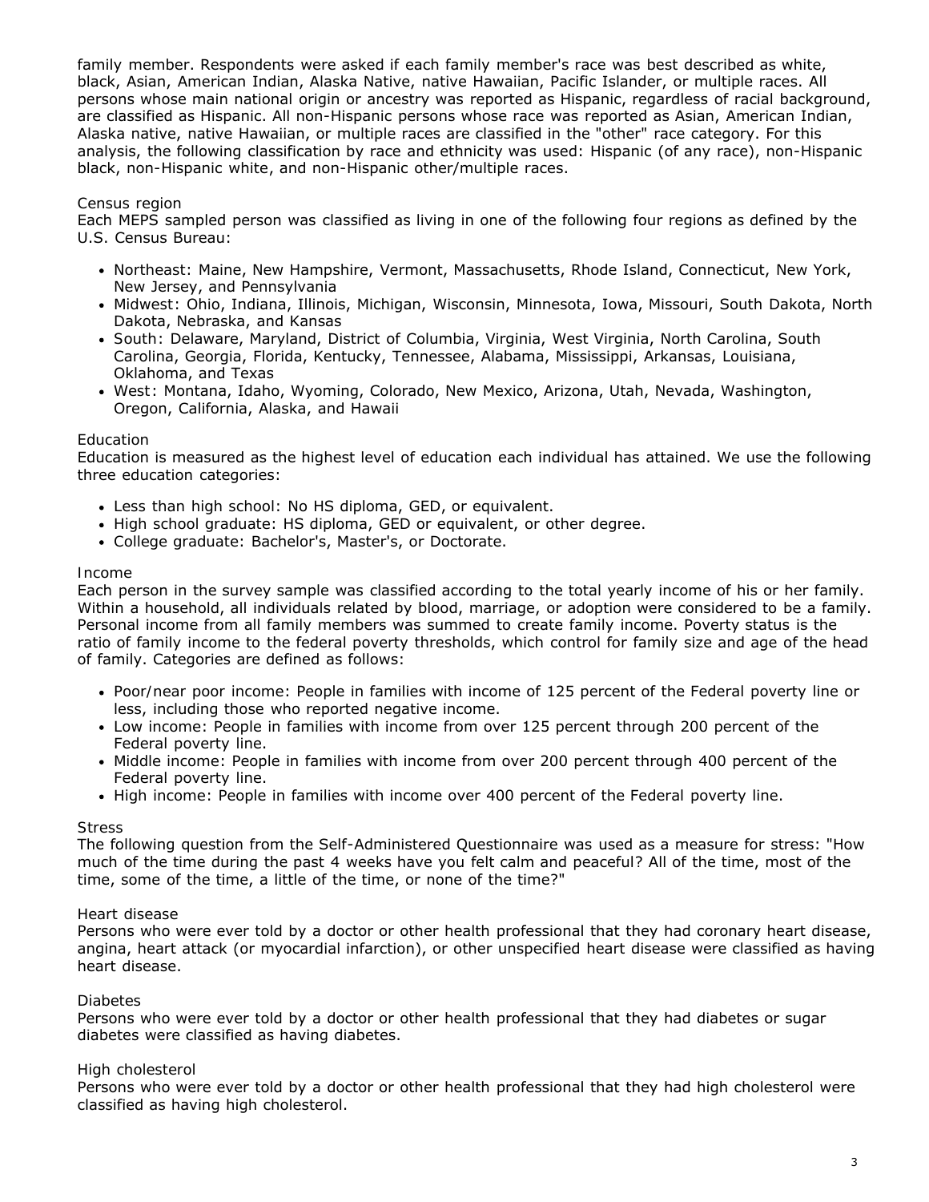family member. Respondents were asked if each family member's race was best described as white, black, Asian, American Indian, Alaska Native, native Hawaiian, Pacific Islander, or multiple races. All persons whose main national origin or ancestry was reported as Hispanic, regardless of racial background, are classified as Hispanic. All non-Hispanic persons whose race was reported as Asian, American Indian, Alaska native, native Hawaiian, or multiple races are classified in the "other" race category. For this analysis, the following classification by race and ethnicity was used: Hispanic (of any race), non-Hispanic black, non-Hispanic white, and non-Hispanic other/multiple races.

### Census region

Each MEPS sampled person was classified as living in one of the following four regions as defined by the U.S. Census Bureau:

- Northeast: Maine, New Hampshire, Vermont, Massachusetts, Rhode Island, Connecticut, New York, New Jersey, and Pennsylvania
- Midwest: Ohio, Indiana, Illinois, Michigan, Wisconsin, Minnesota, Iowa, Missouri, South Dakota, North Dakota, Nebraska, and Kansas
- South: Delaware, Maryland, District of Columbia, Virginia, West Virginia, North Carolina, South Carolina, Georgia, Florida, Kentucky, Tennessee, Alabama, Mississippi, Arkansas, Louisiana, Oklahoma, and Texas
- West: Montana, Idaho, Wyoming, Colorado, New Mexico, Arizona, Utah, Nevada, Washington, Oregon, California, Alaska, and Hawaii

### Education

Education is measured as the highest level of education each individual has attained. We use the following three education categories:

- Less than high school: No HS diploma, GED, or equivalent.
- High school graduate: HS diploma, GED or equivalent, or other degree.
- College graduate: Bachelor's, Master's, or Doctorate.

### Income

Each person in the survey sample was classified according to the total yearly income of his or her family. Within a household, all individuals related by blood, marriage, or adoption were considered to be a family. Personal income from all family members was summed to create family income. Poverty status is the ratio of family income to the federal poverty thresholds, which control for family size and age of the head of family. Categories are defined as follows:

- Poor/near poor income: People in families with income of 125 percent of the Federal poverty line or less, including those who reported negative income.
- Low income: People in families with income from over 125 percent through 200 percent of the Federal poverty line.
- Middle income: People in families with income from over 200 percent through 400 percent of the Federal poverty line.
- High income: People in families with income over 400 percent of the Federal poverty line.

### Stress

The following question from the Self-Administered Questionnaire was used as a measure for stress: "How much of the time during the past 4 weeks have you felt calm and peaceful? All of the time, most of the time, some of the time, a little of the time, or none of the time?"

### Heart disease

Persons who were ever told by a doctor or other health professional that they had coronary heart disease, angina, heart attack (or myocardial infarction), or other unspecified heart disease were classified as having heart disease.

### Diabetes

Persons who were ever told by a doctor or other health professional that they had diabetes or sugar diabetes were classified as having diabetes.

### High cholesterol

Persons who were ever told by a doctor or other health professional that they had high cholesterol were classified as having high cholesterol.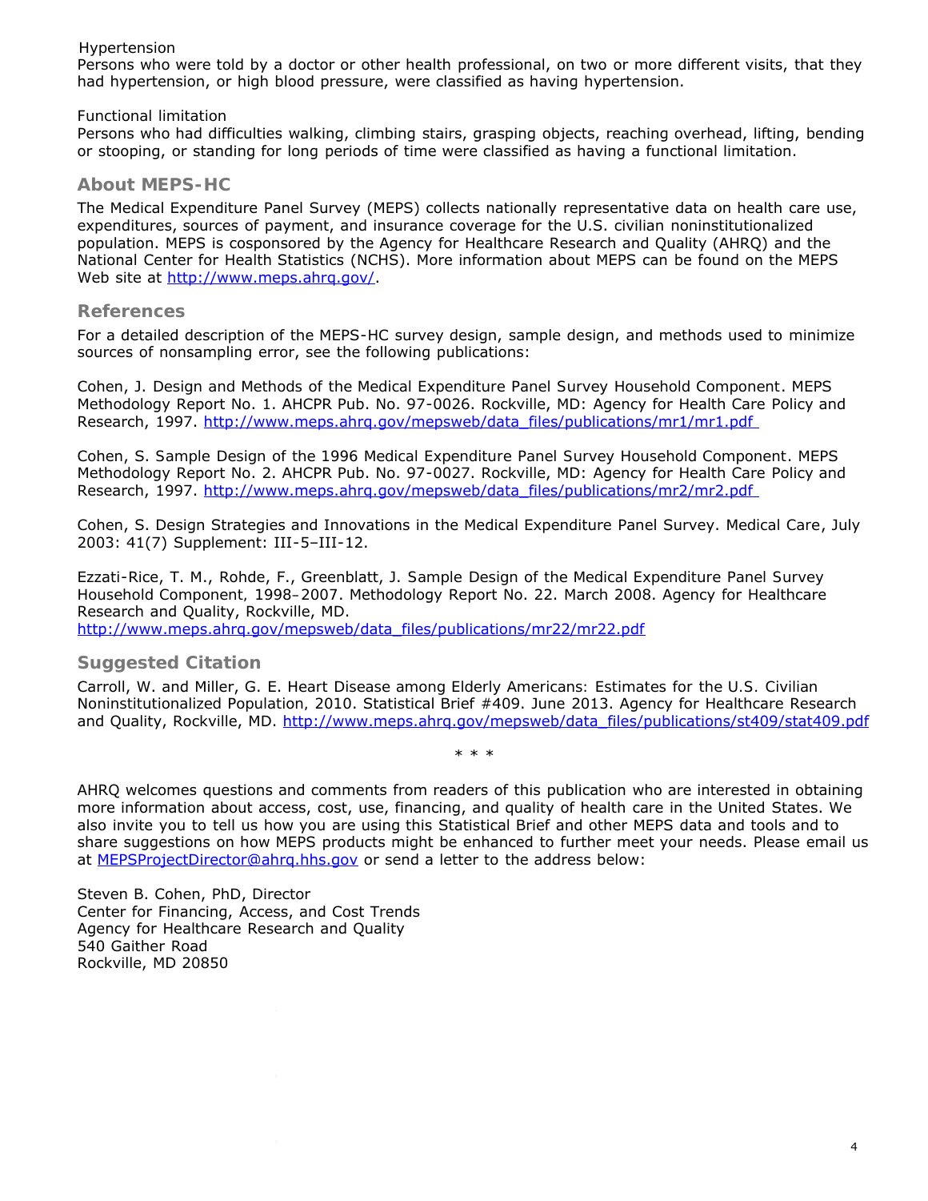Hypertension
Persons who were told by a doctor or other health professional, on two or more different visits, that they had hypertension, or high blood pressure, were classified as having hypertension.

Functional limitation
Persons who had difficulties walking, climbing stairs, grasping objects, reaching overhead, lifting, bending or stooping, or standing for long periods of time were classified as having a functional limitation.

## About MEPS-HC

The Medical Expenditure Panel Survey (MEPS) collects nationally representative data on health care use, expenditures, sources of payment, and insurance coverage for the U.S. civilian noninstitutionalized population. MEPS is cosponsored by the Agency for Healthcare Research and Quality (AHRQ) and the National Center for Health Statistics (NCHS). More information about MEPS can be found on the MEPS Web site at http://www.meps.ahrq.gov/.

## References

For a detailed description of the MEPS-HC survey design, sample design, and methods used to minimize sources of nonsampling error, see the following publications:

Cohen, J. Design and Methods of the Medical Expenditure Panel Survey Household Component. MEPS Methodology Report No. 1. AHCPR Pub. No. 97-0026. Rockville, MD: Agency for Health Care Policy and Research, 1997. http://www.meps.ahrq.gov/mepsweb/data_files/publications/mr1/mr1.pdf

Cohen, S. Sample Design of the 1996 Medical Expenditure Panel Survey Household Component. MEPS Methodology Report No. 2. AHCPR Pub. No. 97-0027. Rockville, MD: Agency for Health Care Policy and Research, 1997. http://www.meps.ahrq.gov/mepsweb/data_files/publications/mr2/mr2.pdf

Cohen, S. Design Strategies and Innovations in the Medical Expenditure Panel Survey. Medical Care, July 2003: 41(7) Supplement: III-5–III-12.

Ezzati-Rice, T. M., Rohde, F., Greenblatt, J. Sample Design of the Medical Expenditure Panel Survey Household Component, 1998–2007. Methodology Report No. 22. March 2008. Agency for Healthcare Research and Quality, Rockville, MD.
http://www.meps.ahrq.gov/mepsweb/data_files/publications/mr22/mr22.pdf

## Suggested Citation

Carroll, W. and Miller, G. E. Heart Disease among Elderly Americans: Estimates for the U.S. Civilian Noninstitutionalized Population, 2010. Statistical Brief #409. June 2013. Agency for Healthcare Research and Quality, Rockville, MD. http://www.meps.ahrq.gov/mepsweb/data_files/publications/st409/stat409.pdf

\* \* \*

AHRQ welcomes questions and comments from readers of this publication who are interested in obtaining more information about access, cost, use, financing, and quality of health care in the United States. We also invite you to tell us how you are using this Statistical Brief and other MEPS data and tools and to share suggestions on how MEPS products might be enhanced to further meet your needs. Please email us at MEPSProjectDirector@ahrq.hhs.gov or send a letter to the address below:

Steven B. Cohen, PhD, Director
Center for Financing, Access, and Cost Trends
Agency for Healthcare Research and Quality
540 Gaither Road
Rockville, MD 20850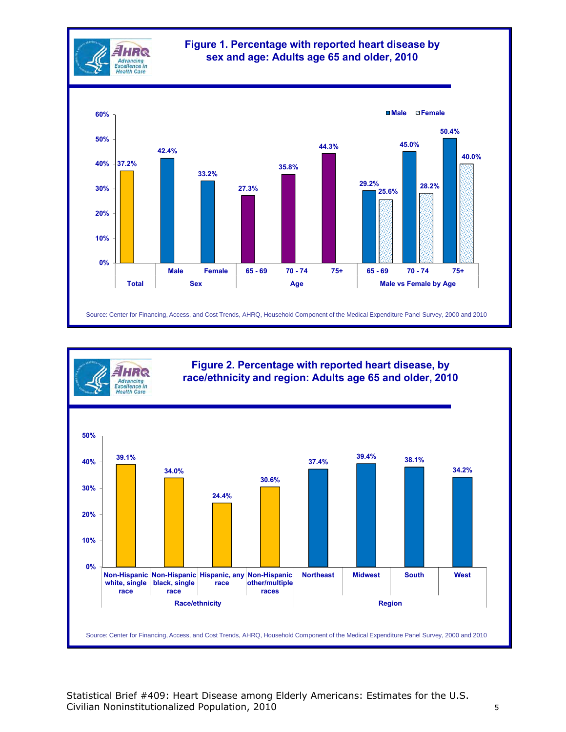## Figure 1. Percentage with reported heart disease by sex and age: Adults age 65 and older, 2010

| Category | Group | Male | Female | Value |
|---|---|---|---|---|
| Total | | | | 37.2% |
| Sex | Male | | | 42.4% |
| Sex | Female | | | 33.2% |
| Age | 65 - 69 | | | 27.3% |
| Age | 70 - 74 | | | 35.8% |
| Age | 75+ | | | 44.3% |
| Male vs Female by Age | 65 - 69 | 29.2% | 25.6% | |
| Male vs Female by Age | 70 - 74 | 45.0% | 28.2% | |
| Male vs Female by Age | 75+ | 50.4% | 40.0% | |

Source: Center for Financing, Access, and Cost Trends, AHRQ, Household Component of the Medical Expenditure Panel Survey, 2000 and 2010

## Figure 2. Percentage with reported heart disease, by race/ethnicity and region: Adults age 65 and older, 2010

| Category | Group | Value |
|---|---|---|
| Race/ethnicity | Non-Hispanic white, single race | 39.1% |
| Race/ethnicity | Non-Hispanic black, single race | 34.0% |
| Race/ethnicity | Hispanic, any race | 24.4% |
| Race/ethnicity | Non-Hispanic other/multiple races | 30.6% |
| Region | Northeast | 37.4% |
| Region | Midwest | 39.4% |
| Region | South | 38.1% |
| Region | West | 34.2% |

Source: Center for Financing, Access, and Cost Trends, AHRQ, Household Component of the Medical Expenditure Panel Survey, 2000 and 2010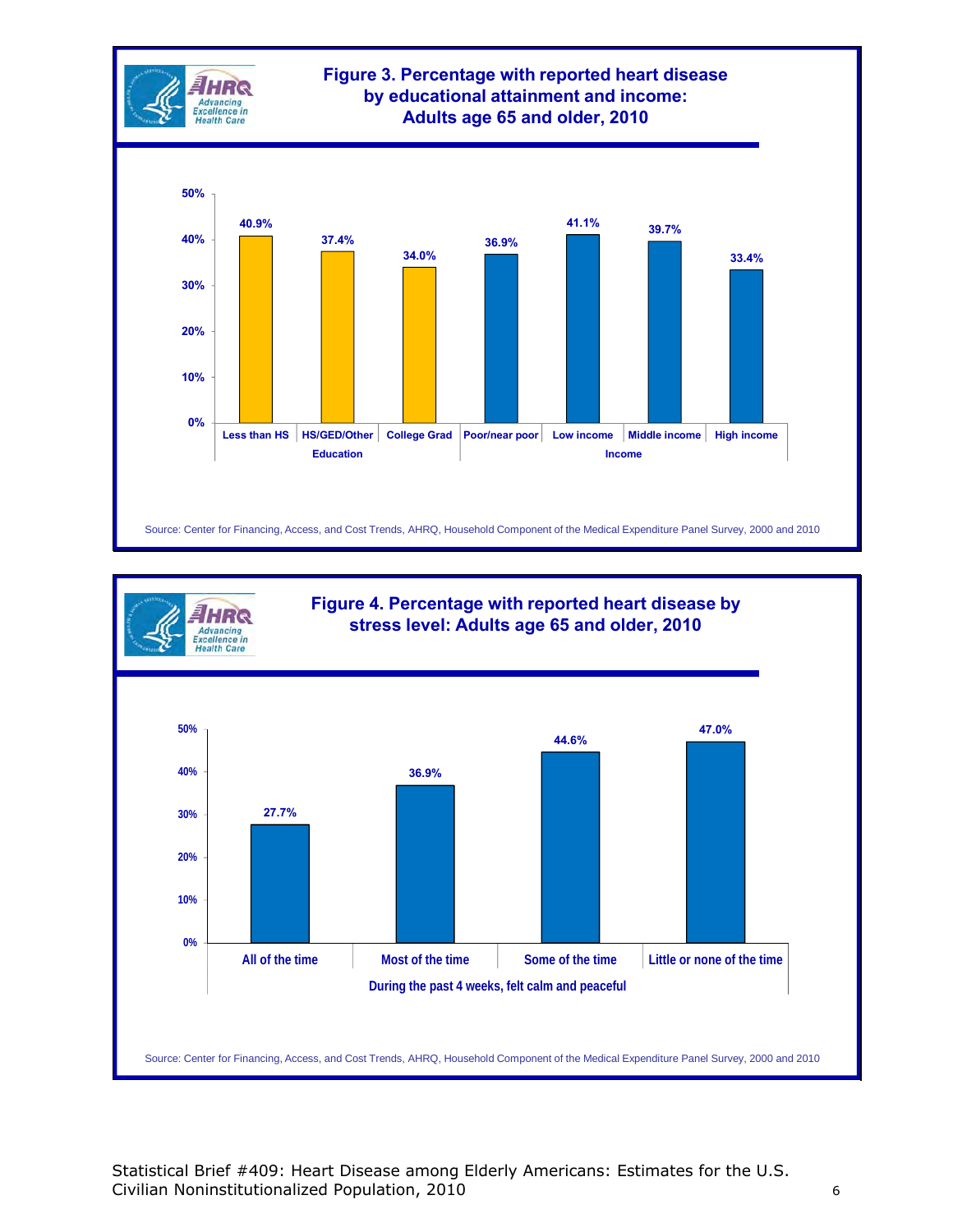## Figure 3. Percentage with reported heart disease by educational attainment and income: Adults age 65 and older, 2010

| Category | Group | Percentage |
|---|---|---|
| Education | Less than HS | 40.9% |
| Education | HS/GED/Other | 37.4% |
| Education | College Grad | 34.0% |
| Income | Poor/near poor | 36.9% |
| Income | Low income | 41.1% |
| Income | Middle income | 39.7% |
| Income | High income | 33.4% |

Source: Center for Financing, Access, and Cost Trends, AHRQ, Household Component of the Medical Expenditure Panel Survey, 2000 and 2010

## Figure 4. Percentage with reported heart disease by stress level: Adults age 65 and older, 2010

| During the past 4 weeks, felt calm and peaceful | Percentage |
|---|---|
| All of the time | 27.7% |
| Most of the time | 36.9% |
| Some of the time | 44.6% |
| Little or none of the time | 47.0% |

Source: Center for Financing, Access, and Cost Trends, AHRQ, Household Component of the Medical Expenditure Panel Survey, 2000 and 2010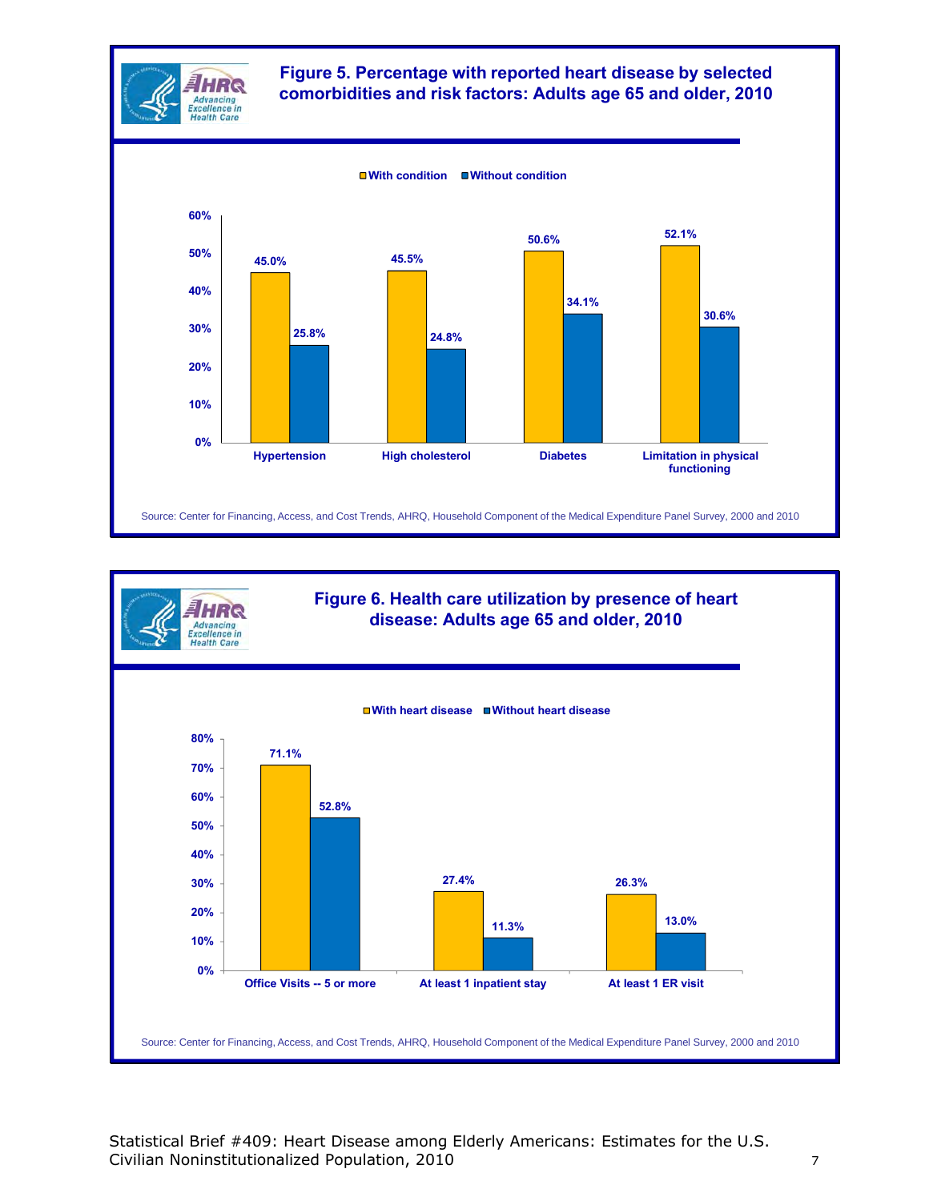## Figure 5. Percentage with reported heart disease by selected comorbidities and risk factors: Adults age 65 and older, 2010

| | With condition | Without condition |
|---|---|---|
| Hypertension | 45.0% | 25.8% |
| High cholesterol | 45.5% | 24.8% |
| Diabetes | 50.6% | 34.1% |
| Limitation in physical functioning | 52.1% | 30.6% |

Source: Center for Financing, Access, and Cost Trends, AHRQ, Household Component of the Medical Expenditure Panel Survey, 2000 and 2010

## Figure 6. Health care utilization by presence of heart disease: Adults age 65 and older, 2010

| | With heart disease | Without heart disease |
|---|---|---|
| Office Visits -- 5 or more | 71.1% | 52.8% |
| At least 1 inpatient stay | 27.4% | 11.3% |
| At least 1 ER visit | 26.3% | 13.0% |

Source: Center for Financing, Access, and Cost Trends, AHRQ, Household Component of the Medical Expenditure Panel Survey, 2000 and 2010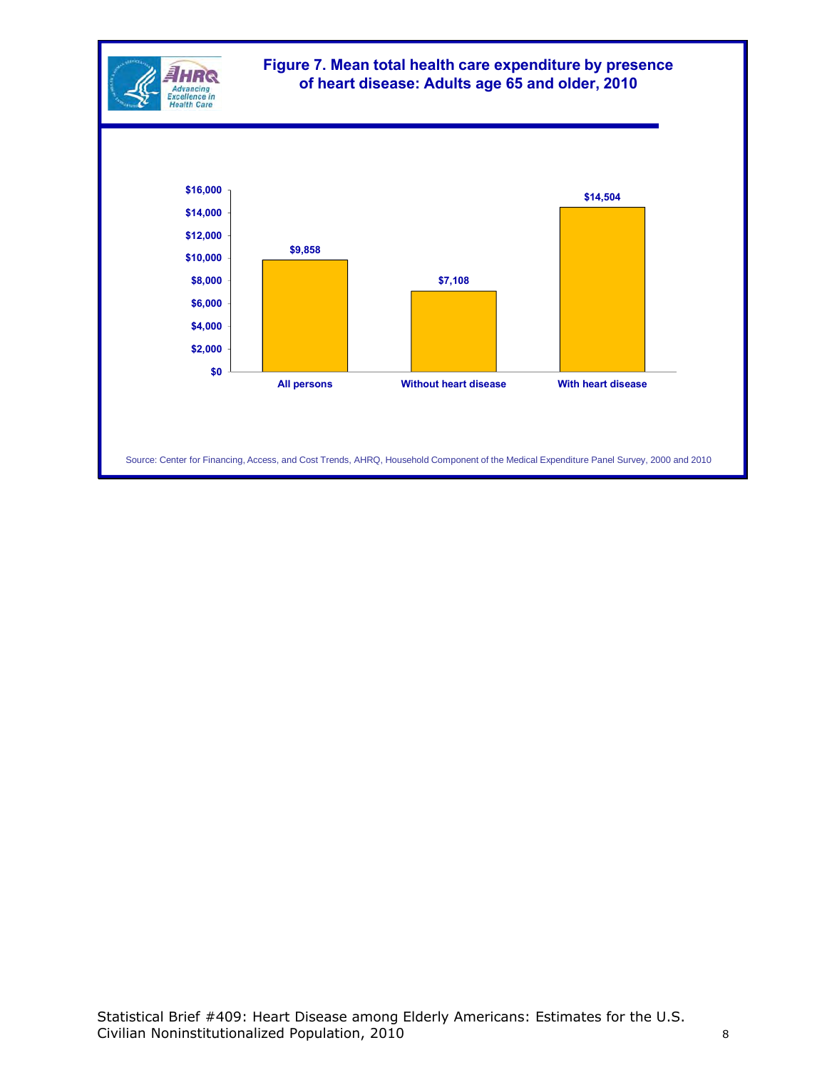**Figure 7. Mean total health care expenditure by presence of heart disease: Adults age 65 and older, 2010**

$16,000
$14,000
$12,000
$10,000
$8,000
$6,000
$4,000
$2,000
$0

$9,858
$7,108
$14,504

All persons
Without heart disease
With heart disease

Source: Center for Financing, Access, and Cost Trends, AHRQ, Household Component of the Medical Expenditure Panel Survey, 2000 and 2010